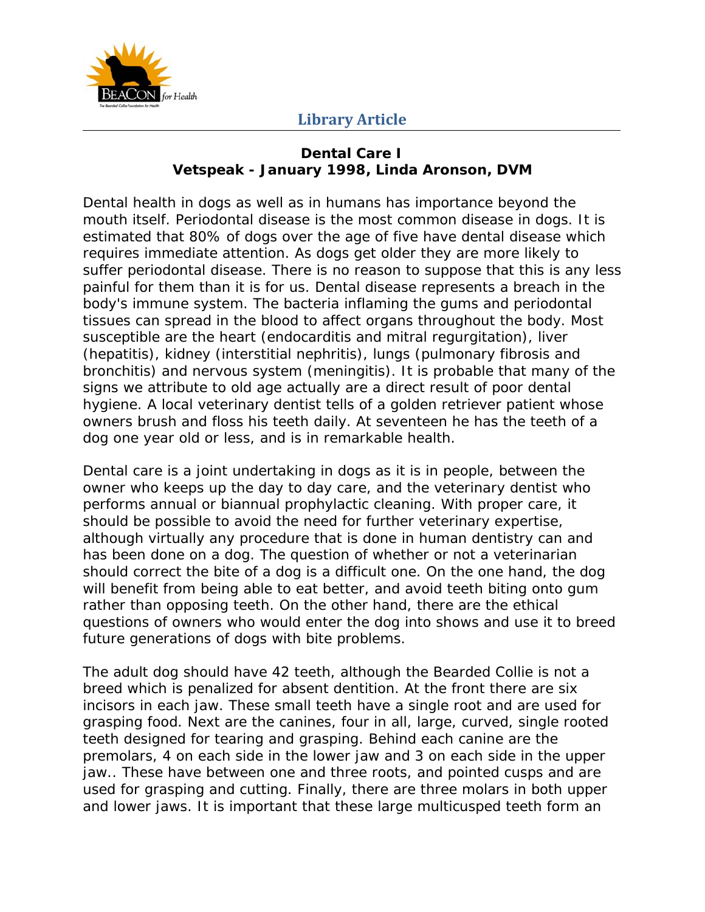**Library Article**

## Dental Care I
### Vetspeak - January 1998, Linda Aronson, DVM

Dental health in dogs as well as in humans has importance beyond the mouth itself. Periodontal disease is the most common disease in dogs. It is estimated that 80% of dogs over the age of five have dental disease which requires immediate attention. As dogs get older they are more likely to suffer periodontal disease. There is no reason to suppose that this is any less painful for them than it is for us. Dental disease represents a breach in the body's immune system. The bacteria inflaming the gums and periodontal tissues can spread in the blood to affect organs throughout the body. Most susceptible are the heart (endocarditis and mitral regurgitation), liver (hepatitis), kidney (interstitial nephritis), lungs (pulmonary fibrosis and bronchitis) and nervous system (meningitis). It is probable that many of the signs we attribute to old age actually are a direct result of poor dental hygiene. A local veterinary dentist tells of a golden retriever patient whose owners brush and floss his teeth daily. At seventeen he has the teeth of a dog one year old or less, and is in remarkable health.

Dental care is a joint undertaking in dogs as it is in people, between the owner who keeps up the day to day care, and the veterinary dentist who performs annual or biannual prophylactic cleaning. With proper care, it should be possible to avoid the need for further veterinary expertise, although virtually any procedure that is done in human dentistry can and has been done on a dog. The question of whether or not a veterinarian should correct the bite of a dog is a difficult one. On the one hand, the dog will benefit from being able to eat better, and avoid teeth biting onto gum rather than opposing teeth. On the other hand, there are the ethical questions of owners who would enter the dog into shows and use it to breed future generations of dogs with bite problems.

The adult dog should have 42 teeth, although the Bearded Collie is not a breed which is penalized for absent dentition. At the front there are six incisors in each jaw. These small teeth have a single root and are used for grasping food. Next are the canines, four in all, large, curved, single rooted teeth designed for tearing and grasping. Behind each canine are the premolars, 4 on each side in the lower jaw and 3 on each side in the upper jaw.. These have between one and three roots, and pointed cusps and are used for grasping and cutting. Finally, there are three molars in both upper and lower jaws. It is important that these large multicusped teeth form an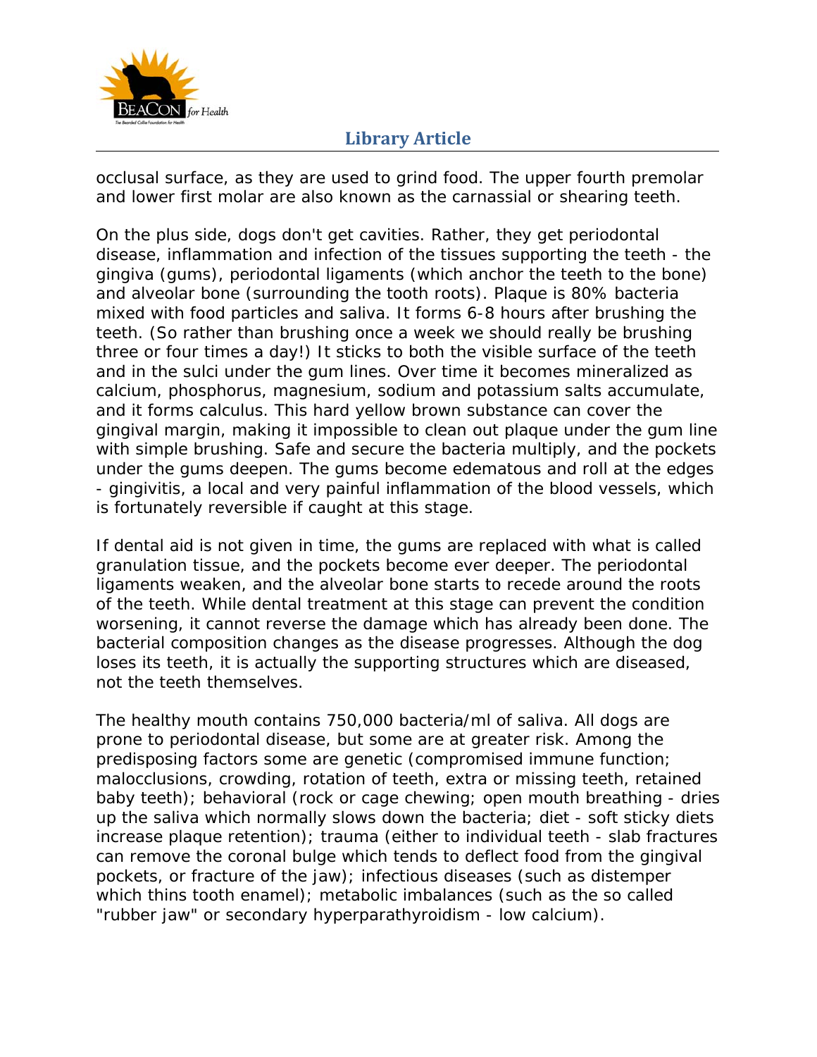occlusal surface, as they are used to grind food. The upper fourth premolar and lower first molar are also known as the carnassial or shearing teeth.

On the plus side, dogs don't get cavities. Rather, they get periodontal disease, inflammation and infection of the tissues supporting the teeth - the gingiva (gums), periodontal ligaments (which anchor the teeth to the bone) and alveolar bone (surrounding the tooth roots). Plaque is 80% bacteria mixed with food particles and saliva. It forms 6-8 hours after brushing the teeth. (So rather than brushing once a week we should really be brushing three or four times a day!) It sticks to both the visible surface of the teeth and in the sulci under the gum lines. Over time it becomes mineralized as calcium, phosphorus, magnesium, sodium and potassium salts accumulate, and it forms calculus. This hard yellow brown substance can cover the gingival margin, making it impossible to clean out plaque under the gum line with simple brushing. Safe and secure the bacteria multiply, and the pockets under the gums deepen. The gums become edematous and roll at the edges - gingivitis, a local and very painful inflammation of the blood vessels, which is fortunately reversible if caught at this stage.

If dental aid is not given in time, the gums are replaced with what is called granulation tissue, and the pockets become ever deeper. The periodontal ligaments weaken, and the alveolar bone starts to recede around the roots of the teeth. While dental treatment at this stage can prevent the condition worsening, it cannot reverse the damage which has already been done. The bacterial composition changes as the disease progresses. Although the dog loses its teeth, it is actually the supporting structures which are diseased, not the teeth themselves.

The healthy mouth contains 750,000 bacteria/ml of saliva. All dogs are prone to periodontal disease, but some are at greater risk. Among the predisposing factors some are genetic (compromised immune function; malocclusions, crowding, rotation of teeth, extra or missing teeth, retained baby teeth); behavioral (rock or cage chewing; open mouth breathing - dries up the saliva which normally slows down the bacteria; diet - soft sticky diets increase plaque retention); trauma (either to individual teeth - slab fractures can remove the coronal bulge which tends to deflect food from the gingival pockets, or fracture of the jaw); infectious diseases (such as distemper which thins tooth enamel); metabolic imbalances (such as the so called "rubber jaw" or secondary hyperparathyroidism - low calcium).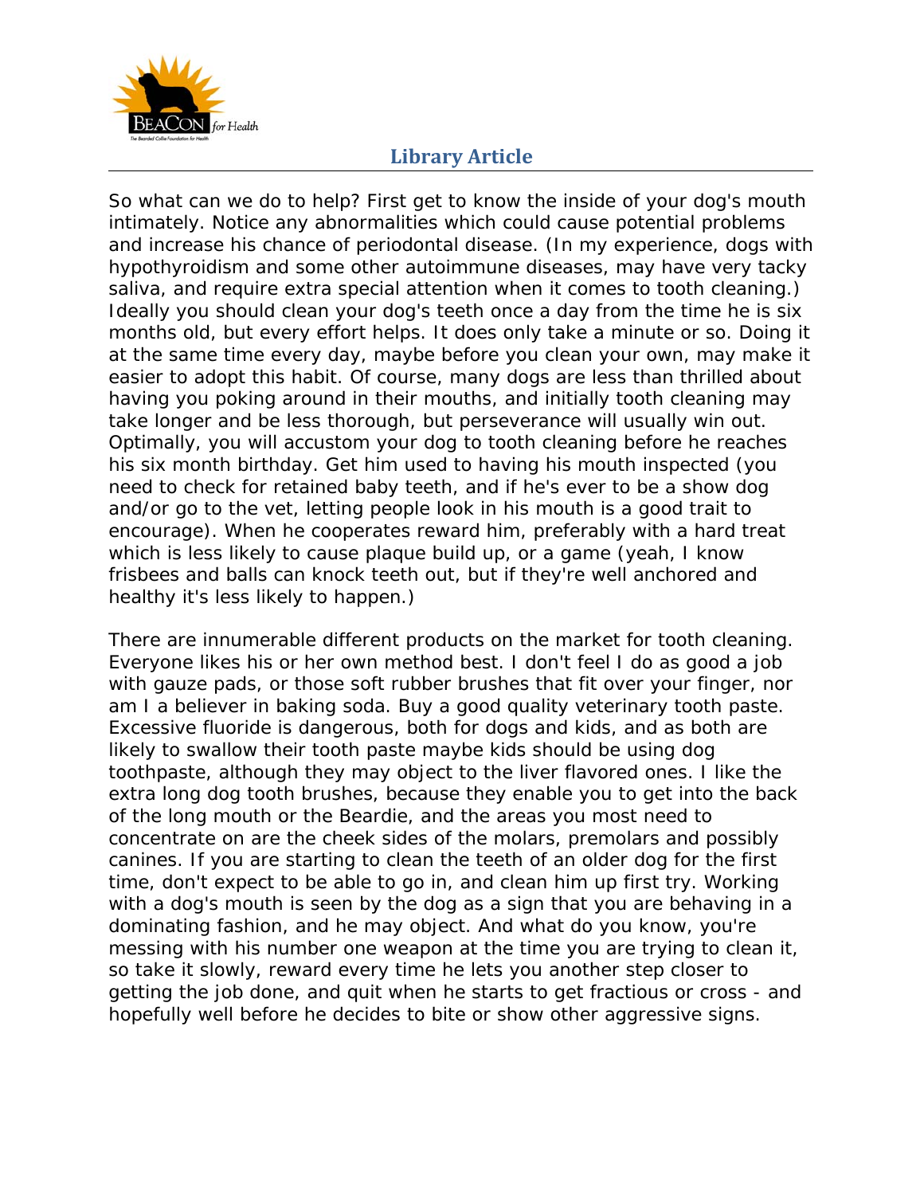So what can we do to help? First get to know the inside of your dog's mouth intimately. Notice any abnormalities which could cause potential problems and increase his chance of periodontal disease. (In my experience, dogs with hypothyroidism and some other autoimmune diseases, may have very tacky saliva, and require extra special attention when it comes to tooth cleaning.) Ideally you should clean your dog's teeth once a day from the time he is six months old, but every effort helps. It does only take a minute or so. Doing it at the same time every day, maybe before you clean your own, may make it easier to adopt this habit. Of course, many dogs are less than thrilled about having you poking around in their mouths, and initially tooth cleaning may take longer and be less thorough, but perseverance will usually win out. Optimally, you will accustom your dog to tooth cleaning before he reaches his six month birthday. Get him used to having his mouth inspected (you need to check for retained baby teeth, and if he's ever to be a show dog and/or go to the vet, letting people look in his mouth is a good trait to encourage). When he cooperates reward him, preferably with a hard treat which is less likely to cause plaque build up, or a game (yeah, I know frisbees and balls can knock teeth out, but if they're well anchored and healthy it's less likely to happen.)

There are innumerable different products on the market for tooth cleaning. Everyone likes his or her own method best. I don't feel I do as good a job with gauze pads, or those soft rubber brushes that fit over your finger, nor am I a believer in baking soda. Buy a good quality veterinary tooth paste. Excessive fluoride is dangerous, both for dogs and kids, and as both are likely to swallow their tooth paste maybe kids should be using dog toothpaste, although they may object to the liver flavored ones. I like the extra long dog tooth brushes, because they enable you to get into the back of the long mouth or the Beardie, and the areas you most need to concentrate on are the cheek sides of the molars, premolars and possibly canines. If you are starting to clean the teeth of an older dog for the first time, don't expect to be able to go in, and clean him up first try. Working with a dog's mouth is seen by the dog as a sign that you are behaving in a dominating fashion, and he may object. And what do you know, you're messing with his number one weapon at the time you are trying to clean it, so take it slowly, reward every time he lets you another step closer to getting the job done, and quit when he starts to get fractious or cross - and hopefully well before he decides to bite or show other aggressive signs.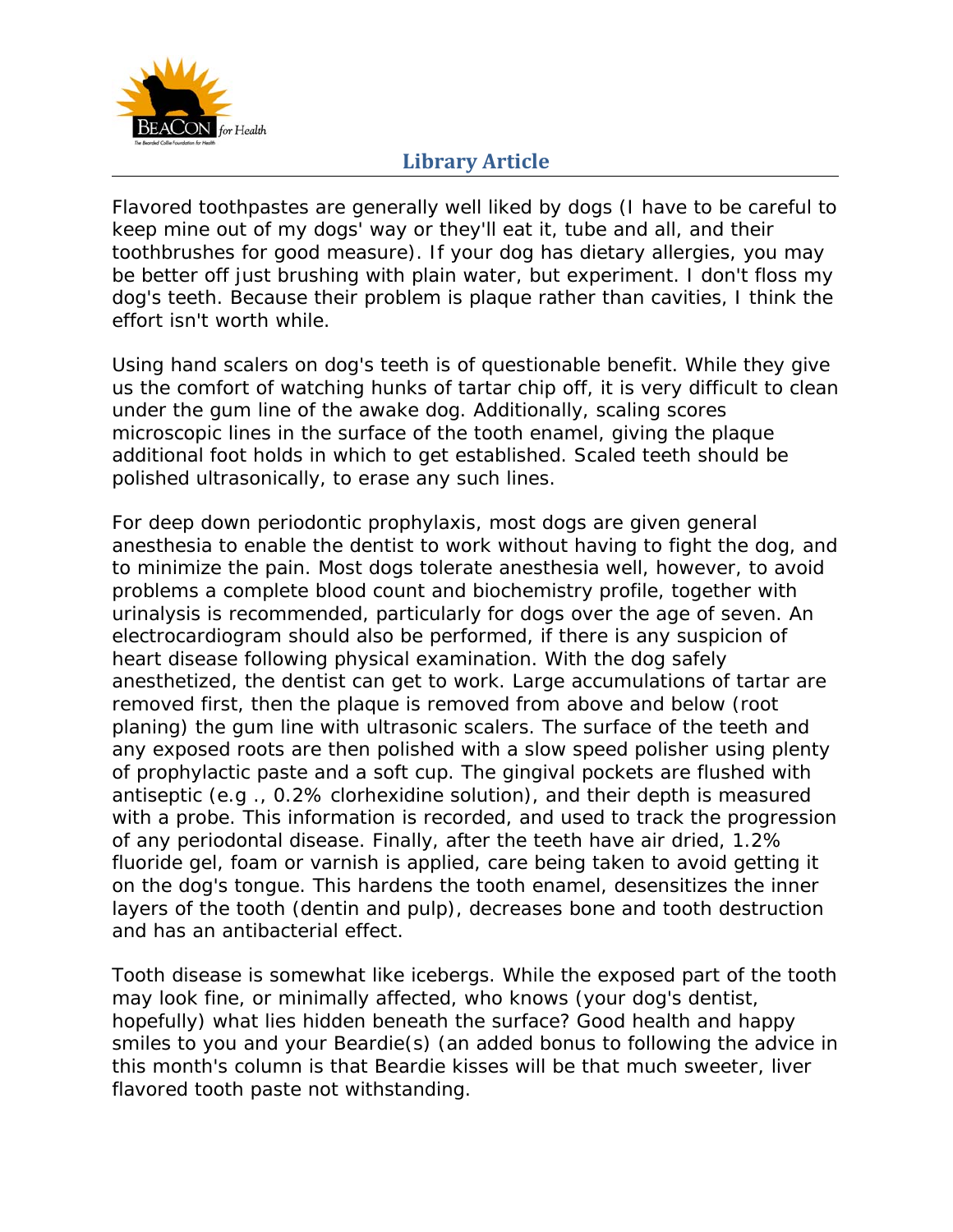Flavored toothpastes are generally well liked by dogs (I have to be careful to keep mine out of my dogs' way or they'll eat it, tube and all, and their toothbrushes for good measure). If your dog has dietary allergies, you may be better off just brushing with plain water, but experiment. I don't floss my dog's teeth. Because their problem is plaque rather than cavities, I think the effort isn't worth while.

Using hand scalers on dog's teeth is of questionable benefit. While they give us the comfort of watching hunks of tartar chip off, it is very difficult to clean under the gum line of the awake dog. Additionally, scaling scores microscopic lines in the surface of the tooth enamel, giving the plaque additional foot holds in which to get established. Scaled teeth should be polished ultrasonically, to erase any such lines.

For deep down periodontic prophylaxis, most dogs are given general anesthesia to enable the dentist to work without having to fight the dog, and to minimize the pain. Most dogs tolerate anesthesia well, however, to avoid problems a complete blood count and biochemistry profile, together with urinalysis is recommended, particularly for dogs over the age of seven. An electrocardiogram should also be performed, if there is any suspicion of heart disease following physical examination. With the dog safely anesthetized, the dentist can get to work. Large accumulations of tartar are removed first, then the plaque is removed from above and below (root planing) the gum line with ultrasonic scalers. The surface of the teeth and any exposed roots are then polished with a slow speed polisher using plenty of prophylactic paste and a soft cup. The gingival pockets are flushed with antiseptic (e.g ., 0.2% clorhexidine solution), and their depth is measured with a probe. This information is recorded, and used to track the progression of any periodontal disease. Finally, after the teeth have air dried, 1.2% fluoride gel, foam or varnish is applied, care being taken to avoid getting it on the dog's tongue. This hardens the tooth enamel, desensitizes the inner layers of the tooth (dentin and pulp), decreases bone and tooth destruction and has an antibacterial effect.

Tooth disease is somewhat like icebergs. While the exposed part of the tooth may look fine, or minimally affected, who knows (your dog's dentist, hopefully) what lies hidden beneath the surface? Good health and happy smiles to you and your Beardie(s) (an added bonus to following the advice in this month's column is that Beardie kisses will be that much sweeter, liver flavored tooth paste not withstanding.